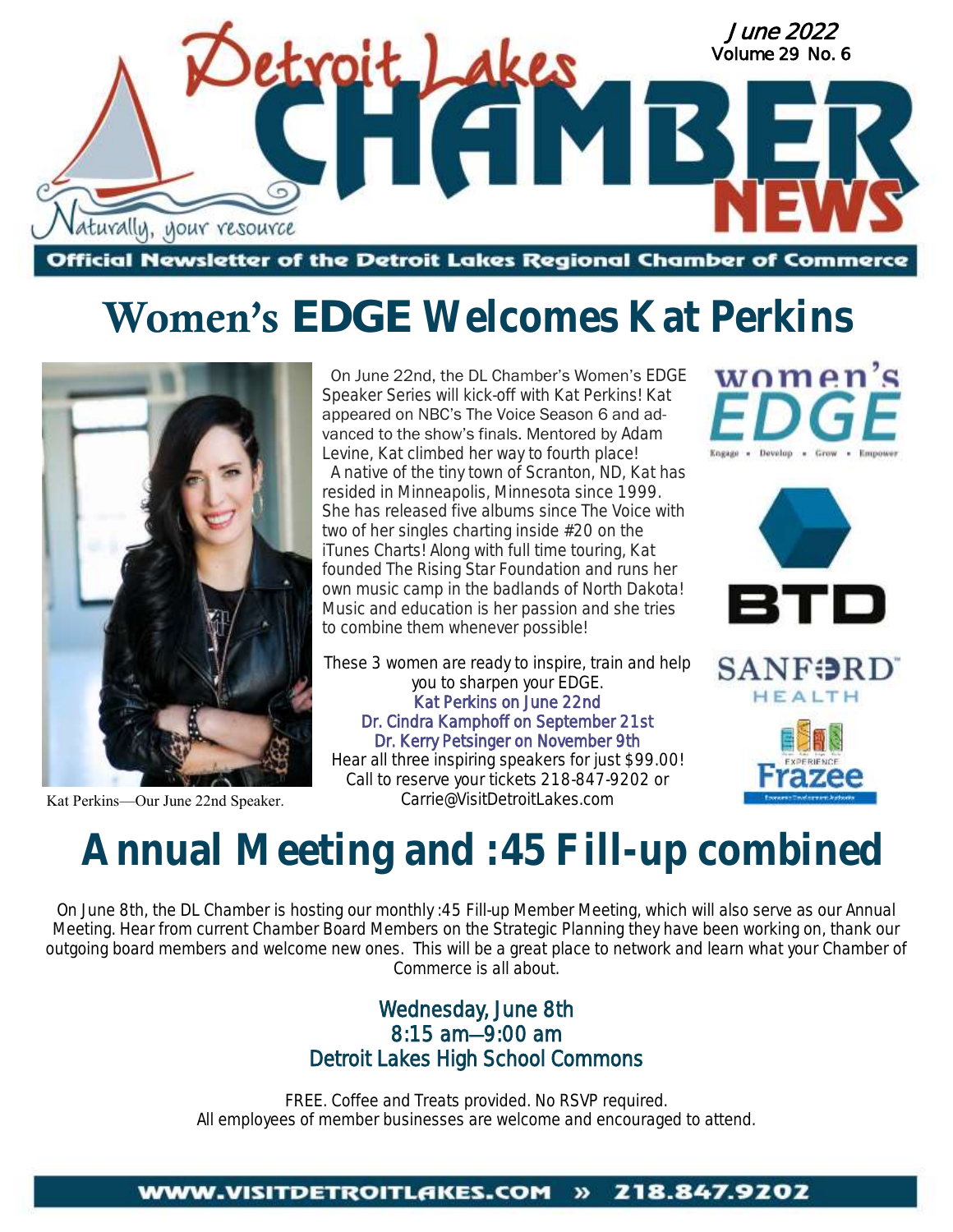# Detroit Lakes CHAMBER NEWS

Naturally, your resource

June 2022
Volume 29 No. 6

**Official Newsletter of the Detroit Lakes Regional Chamber of Commerce**

## Women's EDGE Welcomes Kat Perkins

On June 22nd, the DL Chamber's Women's EDGE Speaker Series will kick-off with Kat Perkins! Kat appeared on NBC's The Voice Season 6 and advanced to the show's finals. Mentored by Adam Levine, Kat climbed her way to fourth place!

A native of the tiny town of Scranton, ND, Kat has resided in Minneapolis, Minnesota since 1999. She has released five albums since The Voice with two of her singles charting inside #20 on the iTunes Charts! Along with full time touring, Kat founded The Rising Star Foundation and runs her own music camp in the badlands of North Dakota! Music and education is her passion and she tries to combine them whenever possible!

These 3 women are ready to inspire, train and help you to sharpen your EDGE.

Kat Perkins on June 22nd
Dr. Cindra Kamphoff on September 21st
Dr. Kerry Petsinger on November 9th

Hear all three inspiring speakers for just $99.00!
Call to reserve your tickets 218-847-9202 or Carrie@VisitDetroitLakes.com

Kat Perkins—Our June 22nd Speaker.

women's EDGE — Engage • Develop • Grow • Empower

BTD

SANFORD HEALTH

Experience Frazee

## Annual Meeting and :45 Fill-up combined

On June 8th, the DL Chamber is hosting our monthly :45 Fill-up Member Meeting, which will also serve as our Annual Meeting. Hear from current Chamber Board Members on the Strategic Planning they have been working on, thank our outgoing board members and welcome new ones. This will be a great place to network and learn what your Chamber of Commerce is all about.

Wednesday, June 8th
8:15 am—9:00 am
Detroit Lakes High School Commons

FREE. Coffee and Treats provided. No RSVP required.
All employees of member businesses are welcome and encouraged to attend.

WWW.VISITDETROITLAKES.COM » 218.847.9202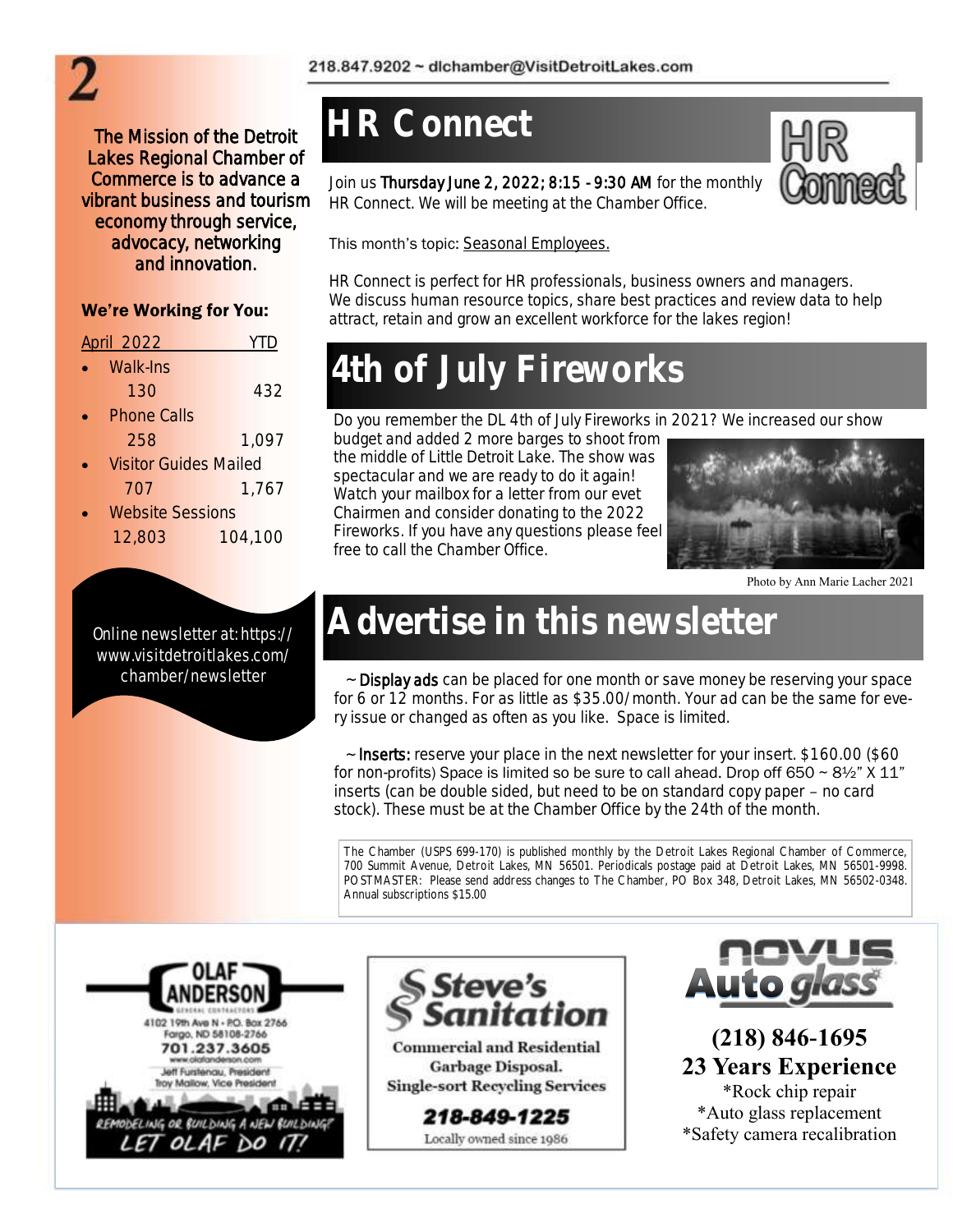The Mission of the Detroit Lakes Regional Chamber of Commerce is to advance a vibrant business and tourism economy through service, advocacy, networking and innovation.

**We're Working for You:**

| April 2022 | YTD |
|---|---|
| Walk-Ins | |
| 130 | 432 |
| Phone Calls | |
| 258 | 1,097 |
| Visitor Guides Mailed | |
| 707 | 1,767 |
| Website Sessions | |
| 12,803 | 104,100 |

Online newsletter at: https://www.visitdetroitlakes.com/chamber/newsletter

# HR Connect

Join us **Thursday June 2, 2022; 8:15 - 9:30 AM** for the monthly HR Connect. We will be meeting at the Chamber Office.

This month's topic: Seasonal Employees.

HR Connect is perfect for HR professionals, business owners and managers. We discuss human resource topics, share best practices and review data to help attract, retain and grow an excellent workforce for the lakes region!

# 4th of July Fireworks

Do you remember the DL 4th of July Fireworks in 2021? We increased our show budget and added 2 more barges to shoot from the middle of Little Detroit Lake. The show was spectacular and we are ready to do it again! Watch your mailbox for a letter from our evet Chairmen and consider donating to the 2022 Fireworks. If you have any questions please feel free to call the Chamber Office.

Photo by Ann Marie Lacher 2021

# Advertise in this newsletter

~ **Display ads** can be placed for one month or save money be reserving your space for 6 or 12 months. For as little as $35.00/month. Your ad can be the same for every issue or changed as often as you like. Space is limited.

~ **Inserts:** reserve your place in the next newsletter for your insert. $160.00 ($60 for non-profits) Space is limited so be sure to call ahead. Drop off 650 ~ 8½" X 11" inserts (can be double sided, but need to be on standard copy paper – no card stock). These must be at the Chamber Office by the 24th of the month.

The Chamber (USPS 699-170) is published monthly by the Detroit Lakes Regional Chamber of Commerce, 700 Summit Avenue, Detroit Lakes, MN 56501. Periodicals postage paid at Detroit Lakes, MN 56501-9998. POSTMASTER: Please send address changes to The Chamber, PO Box 348, Detroit Lakes, MN 56502-0348. Annual subscriptions $15.00

OLAF ANDERSON General Contractors
4102 19th Ave N • P.O. Box 2766
Fargo, ND 58108-2766
701.237.3605
www.olafanderson.com
Jeff Furstenau, President
Troy Mallow, Vice President
REMODELING OR BUILDING A NEW BUILDING? LET OLAF DO IT!

Steve's Sanitation
Commercial and Residential Garbage Disposal.
Single-sort Recycling Services
218-849-1225
Locally owned since 1986

NOVUS Auto glass
(218) 846-1695
23 Years Experience
*Rock chip repair
*Auto glass replacement
*Safety camera recalibration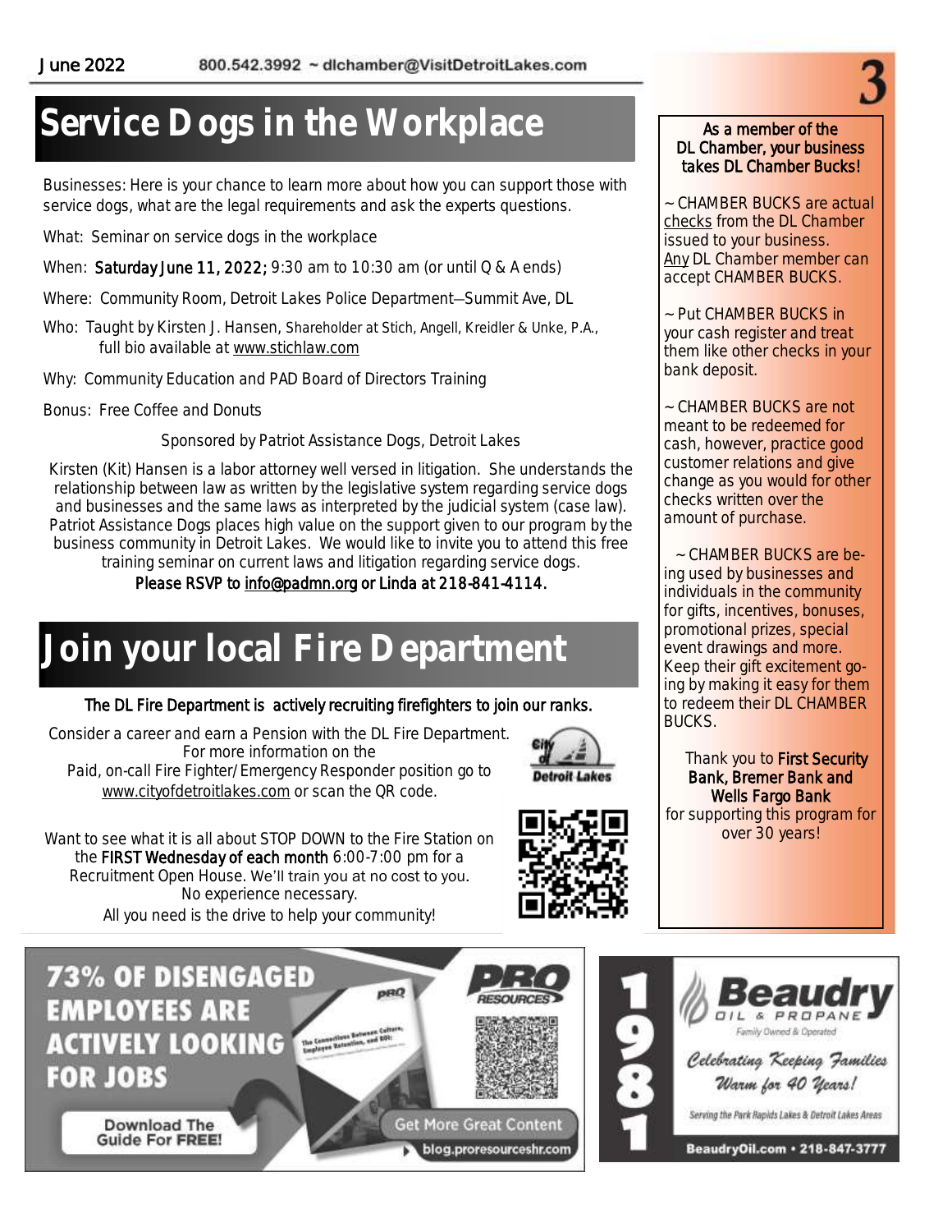# Service Dogs in the Workplace

Businesses: Here is your chance to learn more about how you can support those with service dogs, what are the legal requirements and ask the experts questions.

What: Seminar on service dogs in the workplace

When: **Saturday June 11, 2022;** 9:30 am to 10:30 am (or until Q & A ends)

Where: Community Room, Detroit Lakes Police Department—Summit Ave, DL

Who: Taught by Kirsten J. Hansen, Shareholder at Stich, Angell, Kreidler & Unke, P.A., full bio available at www.stichlaw.com

Why: Community Education and PAD Board of Directors Training

Bonus: Free Coffee and Donuts

Sponsored by Patriot Assistance Dogs, Detroit Lakes

Kirsten (Kit) Hansen is a labor attorney well versed in litigation. She understands the relationship between law as written by the legislative system regarding service dogs and businesses and the same laws as interpreted by the judicial system (case law). Patriot Assistance Dogs places high value on the support given to our program by the business community in Detroit Lakes. We would like to invite you to attend this free training seminar on current laws and litigation regarding service dogs.

**Please RSVP to info@padmn.org or Linda at 218-841-4114.**

# Join your local Fire Department

**The DL Fire Department is actively recruiting firefighters to join our ranks.**

Consider a career and earn a Pension with the DL Fire Department. For more information on the Paid, on-call Fire Fighter/Emergency Responder position go to www.cityofdetroitlakes.com or scan the QR code.

City of Detroit Lakes

Want to see what it is all about STOP DOWN to the Fire Station on the **FIRST Wednesday of each month** 6:00-7:00 pm for a Recruitment Open House. We'll train you at no cost to you. No experience necessary.
All you need is the drive to help your community!

**As a member of the DL Chamber, your business takes DL Chamber Bucks!**

~ CHAMBER BUCKS are actual checks from the DL Chamber issued to your business. Any DL Chamber member can accept CHAMBER BUCKS.

~ Put CHAMBER BUCKS in your cash register and treat them like other checks in your bank deposit.

~ CHAMBER BUCKS are not meant to be redeemed for cash, however, practice good customer relations and give change as you would for other checks written over the amount of purchase.

~ CHAMBER BUCKS are being used by businesses and individuals in the community for gifts, incentives, bonuses, promotional prizes, special event drawings and more. Keep their gift excitement going by making it easy for them to redeem their DL CHAMBER BUCKS.

Thank you to **First Security Bank, Bremer Bank and Wells Fargo Bank** for supporting this program for over 30 years!

**73% OF DISENGAGED EMPLOYEES ARE ACTIVELY LOOKING FOR JOBS**

PRO RESOURCES

The Connections Between Culture, Employee Retention, and ROI

Download The Guide For FREE!

Get More Great Content
blog.proresourceshr.com

1981

**Beaudry** OIL & PROPANE
Family Owned & Operated

*Celebrating Keeping Families Warm for 40 Years!*

Serving the Park Rapids Lakes & Detroit Lakes Areas

BeaudryOil.com • 218-847-3777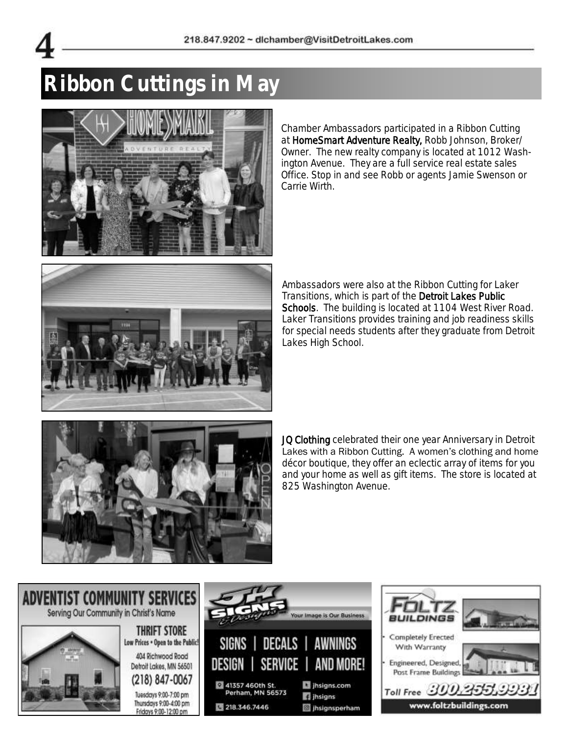# Ribbon Cuttings in May

Chamber Ambassadors participated in a Ribbon Cutting at **HomeSmart Adventure Realty,** Robb Johnson, Broker/ Owner. The new realty company is located at 1012 Washington Avenue. They are a full service real estate sales Office. Stop in and see Robb or agents Jamie Swenson or Carrie Wirth.

Ambassadors were also at the Ribbon Cutting for Laker Transitions, which is part of the **Detroit Lakes Public Schools**. The building is located at 1104 West River Road. Laker Transitions provides training and job readiness skills for special needs students after they graduate from Detroit Lakes High School.

**JQ Clothing** celebrated their one year Anniversary in Detroit Lakes with a Ribbon Cutting. A women's clothing and home décor boutique, they offer an eclectic array of items for you and your home as well as gift items. The store is located at 825 Washington Avenue.

**ADVENTIST COMMUNITY SERVICES**
Serving Our Community in Christ's Name

**THRIFT STORE**
Low Prices • Open to the Public!
404 Richwood Road
Detroit Lakes, MN 56501
(218) 847-0067
Tuesdays 9:00-7:00 pm
Thursdays 9:00-4:00 pm
Fridays 9:00-12:00 pm

**JH SIGNS & Designs** Your Image is Our Business

SIGNS | DECALS | AWNINGS
DESIGN | SERVICE | AND MORE!

41357 460th St.
Perham, MN 56573
218.346.7446
jhsigns.com
jhsigns
jhsignsperham

**FOLTZ BUILDINGS**

- Completely Erected With Warranty
- Engineered, Designed, Post Frame Buildings

Toll Free 800.255.9981
www.foltzbuildings.com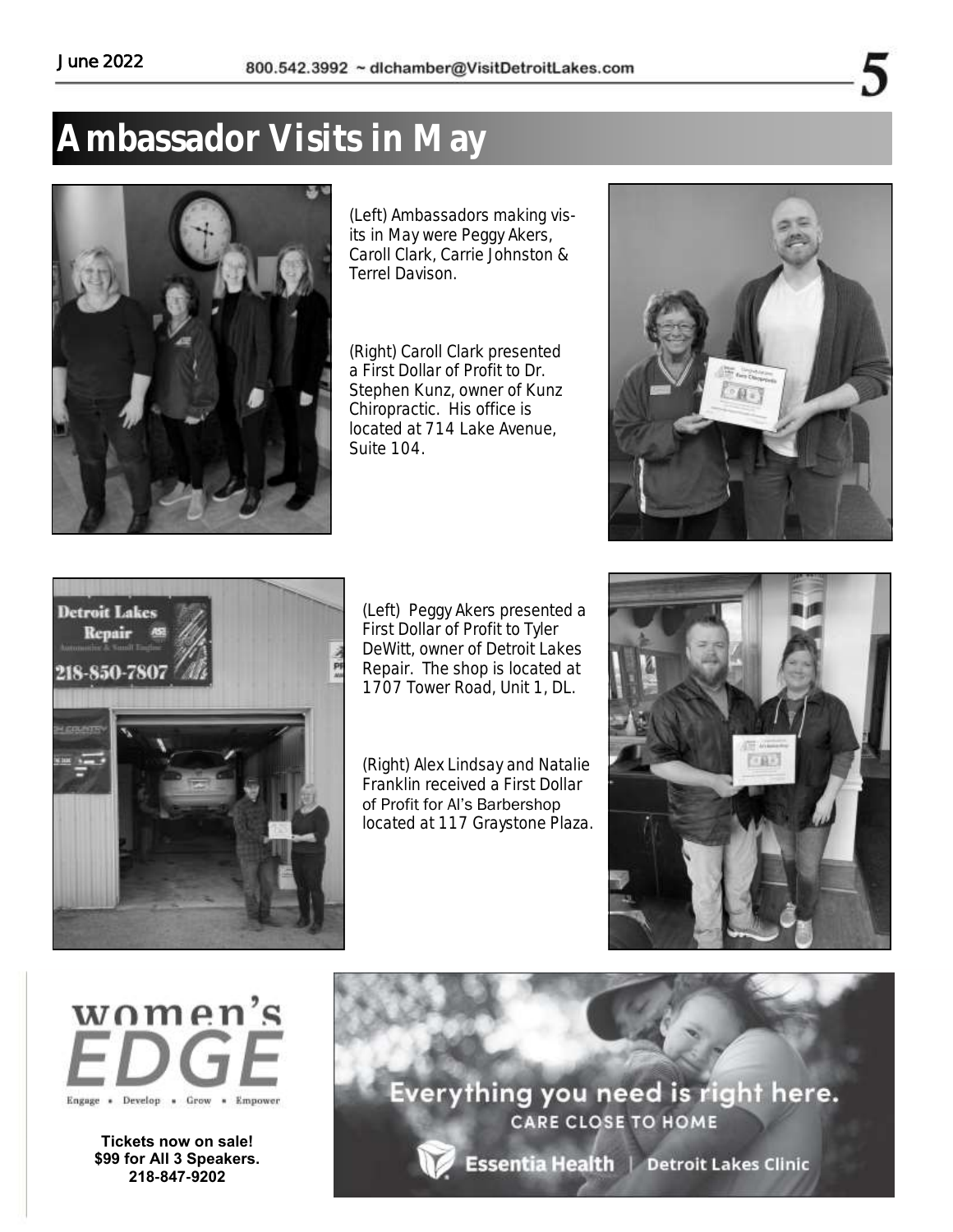# Ambassador Visits in May

(Left) Ambassadors making visits in May were Peggy Akers, Caroll Clark, Carrie Johnston & Terrel Davison.

(Right) Caroll Clark presented a First Dollar of Profit to Dr. Stephen Kunz, owner of Kunz Chiropractic. His office is located at 714 Lake Avenue, Suite 104.

(Left) Peggy Akers presented a First Dollar of Profit to Tyler DeWitt, owner of Detroit Lakes Repair. The shop is located at 1707 Tower Road, Unit 1, DL.

(Right) Alex Lindsay and Natalie Franklin received a First Dollar of Profit for Al's Barbershop located at 117 Graystone Plaza.

women's EDGE

Engage • Develop • Grow • Empower

**Tickets now on sale!**
**$99 for All 3 Speakers.**
**218-847-9202**

Everything you need is right here.
CARE CLOSE TO HOME

Essentia Health | Detroit Lakes Clinic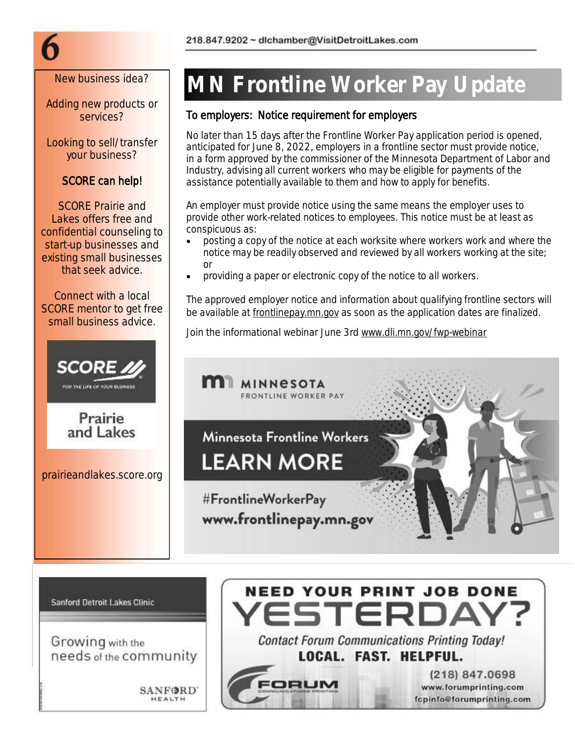New business idea?

Adding new products or services?

Looking to sell/transfer your business?

SCORE can help!

SCORE Prairie and Lakes offers free and confidential counseling to start-up businesses and existing small businesses that seek advice.

Connect with a local SCORE mentor to get free small business advice.

SCORE
FOR THE LIFE OF YOUR BUSINESS

Prairie and Lakes

prairieandlakes.score.org

# MN Frontline Worker Pay Update

## To employers: Notice requirement for employers

No later than 15 days after the Frontline Worker Pay application period is opened, anticipated for June 8, 2022, employers in a frontline sector must provide notice, in a form approved by the commissioner of the Minnesota Department of Labor and Industry, advising all current workers who may be eligible for payments of the assistance potentially available to them and how to apply for benefits.

An employer must provide notice using the same means the employer uses to provide other work-related notices to employees. This notice must be at least as conspicuous as:

- posting a copy of the notice at each worksite where workers work and where the notice may be readily observed and reviewed by all workers working at the site; or
- providing a paper or electronic copy of the notice to all workers.

The approved employer notice and information about qualifying frontline sectors will be available at frontlinepay.mn.gov as soon as the application dates are finalized.

Join the informational webinar June 3rd www.dli.mn.gov/fwp-webinar

MINNESOTA FRONTLINE WORKER PAY

Minnesota Frontline Workers

LEARN MORE

#FrontlineWorkerPay

www.frontlinepay.mn.gov

Sanford Detroit Lakes Clinic

Growing with the needs of the community

SANFORD HEALTH

NEED YOUR PRINT JOB DONE YESTERDAY?

*Contact Forum Communications Printing Today!*

**LOCAL. FAST. HELPFUL.**

FORUM COMMUNICATIONS PRINTING

(218) 847.0698
www.forumprinting.com
fcpinfo@forumprinting.com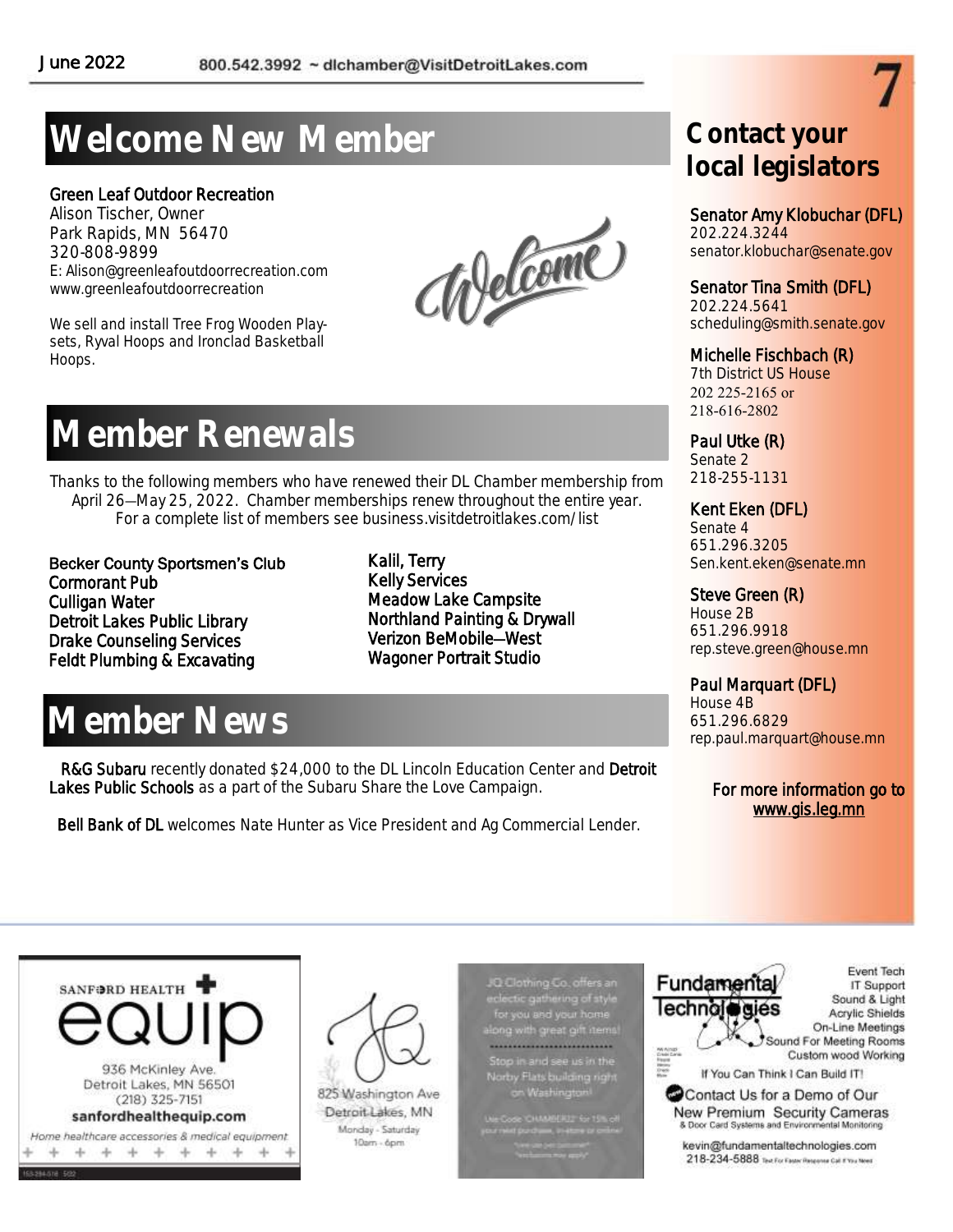# Welcome New Member

**Green Leaf Outdoor Recreation**
Alison Tischer, Owner
Park Rapids, MN 56470
320-808-9899
E: Alison@greenleafoutdoorrecreation.com
www.greenleafoutdoorrecreation

We sell and install Tree Frog Wooden Play-sets, Ryval Hoops and Ironclad Basketball Hoops.

# Member Renewals

Thanks to the following members who have renewed their DL Chamber membership from April 26—May 25, 2022. Chamber memberships renew throughout the entire year. For a complete list of members see business.visitdetroitlakes.com/list

- Becker County Sportsmen's Club
- Cormorant Pub
- Culligan Water
- Detroit Lakes Public Library
- Drake Counseling Services
- Feldt Plumbing & Excavating
- Kalil, Terry
- Kelly Services
- Meadow Lake Campsite
- Northland Painting & Drywall
- Verizon BeMobile—West
- Wagoner Portrait Studio

# Member News

**R&G Subaru** recently donated $24,000 to the DL Lincoln Education Center and **Detroit Lakes Public Schools** as a part of the Subaru Share the Love Campaign.

**Bell Bank of DL** welcomes Nate Hunter as Vice President and Ag Commercial Lender.

## Contact your local legislators

**Senator Amy Klobuchar (DFL)**
202.224.3244
senator.klobuchar@senate.gov

**Senator Tina Smith (DFL)**
202.224.5641
scheduling@smith.senate.gov

**Michelle Fischbach (R)**
7th District US House
202 225-2165 or
218-616-2802

**Paul Utke (R)**
Senate 2
218-255-1131

**Kent Eken (DFL)**
Senate 4
651.296.3205
Sen.kent.eken@senate.mn

**Steve Green (R)**
House 2B
651.296.9918
rep.steve.green@house.mn

**Paul Marquart (DFL)**
House 4B
651.296.6829
rep.paul.marquart@house.mn

For more information go to www.gis.leg.mn

SANFORD HEALTH equip
936 McKinley Ave.
Detroit Lakes, MN 56501
(218) 325-7151
sanfordhealthequip.com
Home healthcare accessories & medical equipment

JQ
825 Washington Ave
Detroit Lakes, MN
Monday - Saturday
10am - 6pm

JQ Clothing Co. offers an eclectic gathering of style for you and your home along with great gift items!

Stop in and see us in the Norby Flats building right on Washington!

Use Code 'CHAMBER22' for 15% off your next purchase, in-store or online!

Fundamental Technologies
Event Tech
IT Support
Sound & Light
Acrylic Shields
On-Line Meetings
Sound For Meeting Rooms
Custom wood Working
If You Can Think I Can Build IT!
Contact Us for a Demo of Our New Premium Security Cameras
& Door Card Systems and Environmental Monitoring
kevin@fundamentaltechnologies.com
218-234-5888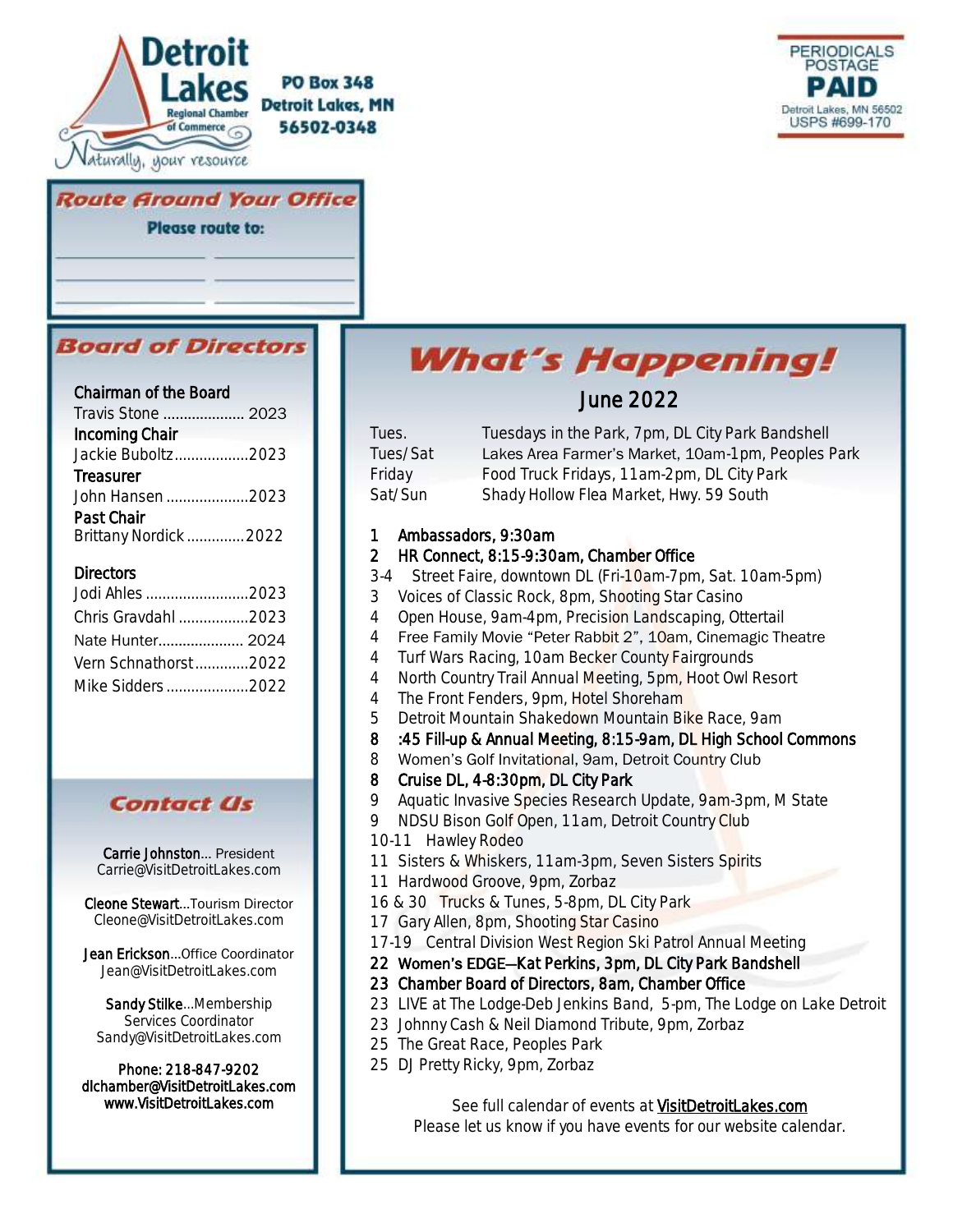**Detroit Lakes** Regional Chamber of Commerce

*Naturally, your resource*

PO Box 348
Detroit Lakes, MN
56502-0348

PERIODICALS POSTAGE **PAID**
Detroit Lakes, MN 56502
USPS #699-170

## Route Around Your Office

**Please route to:**

## Board of Directors

**Chairman of the Board**
Travis Stone .................... 2023

**Incoming Chair**
Jackie Buboltz..................2023

**Treasurer**
John Hansen ....................2023

**Past Chair**
Brittany Nordick ..............2022

**Directors**
Jodi Ahles .........................2023
Chris Gravdahl .................2023
Nate Hunter..................... 2024
Vern Schnathorst.............2022
Mike Sidders ....................2022

## Contact Us

**Carrie Johnston**... President
Carrie@VisitDetroitLakes.com

**Cleone Stewart**...Tourism Director
Cleone@VisitDetroitLakes.com

**Jean Erickson**...Office Coordinator
Jean@VisitDetroitLakes.com

**Sandy Stilke**...Membership Services Coordinator
Sandy@VisitDetroitLakes.com

**Phone: 218-847-9202**
**dlchamber@VisitDetroitLakes.com**
**www.VisitDetroitLakes.com**

## What's Happening!

### June 2022

| | |
|---|---|
| Tues. | Tuesdays in the Park, 7pm, DL City Park Bandshell |
| Tues/Sat | Lakes Area Farmer's Market, 10am-1pm, Peoples Park |
| Friday | Food Truck Fridays, 11am-2pm, DL City Park |
| Sat/Sun | Shady Hollow Flea Market, Hwy. 59 South |

**1 Ambassadors, 9:30am**
**2 HR Connect, 8:15-9:30am, Chamber Office**
3-4 Street Faire, downtown DL (Fri-10am-7pm, Sat. 10am-5pm)
3 Voices of Classic Rock, 8pm, Shooting Star Casino
4 Open House, 9am-4pm, Precision Landscaping, Ottertail
4 Free Family Movie "Peter Rabbit 2", 10am, Cinemagic Theatre
4 Turf Wars Racing, 10am Becker County Fairgrounds
4 North Country Trail Annual Meeting, 5pm, Hoot Owl Resort
4 The Front Fenders, 9pm, Hotel Shoreham
5 Detroit Mountain Shakedown Mountain Bike Race, 9am
**8 :45 Fill-up & Annual Meeting, 8:15-9am, DL High School Commons**
8 Women's Golf Invitational, 9am, Detroit Country Club
**8 Cruise DL, 4-8:30pm, DL City Park**
9 Aquatic Invasive Species Research Update, 9am-3pm, M State
9 NDSU Bison Golf Open, 11am, Detroit Country Club
10-11 Hawley Rodeo
11 Sisters & Whiskers, 11am-3pm, Seven Sisters Spirits
11 Hardwood Groove, 9pm, Zorbaz
16 & 30 Trucks & Tunes, 5-8pm, DL City Park
17 Gary Allen, 8pm, Shooting Star Casino
17-19 Central Division West Region Ski Patrol Annual Meeting
**22 Women's EDGE—Kat Perkins, 3pm, DL City Park Bandshell**
**23 Chamber Board of Directors, 8am, Chamber Office**
23 LIVE at The Lodge-Deb Jenkins Band, 5-pm, The Lodge on Lake Detroit
23 Johnny Cash & Neil Diamond Tribute, 9pm, Zorbaz
25 The Great Race, Peoples Park
25 DJ Pretty Ricky, 9pm, Zorbaz

See full calendar of events at VisitDetroitLakes.com
Please let us know if you have events for our website calendar.